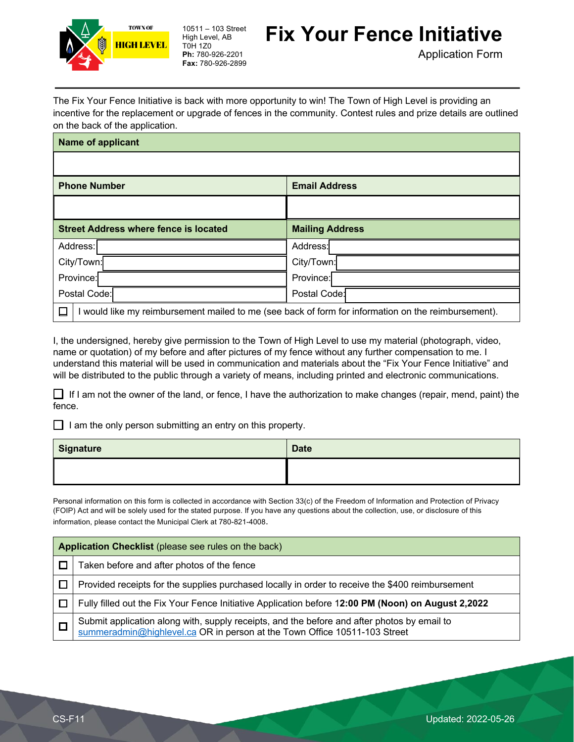TOWN OF HIGH LEVEL

10511 – 103 Street
High Level, AB
T0H 1Z0
**Ph:** 780-926-2201
**Fax:** 780-926-2899

# Fix Your Fence Initiative

Application Form

The Fix Your Fence Initiative is back with more opportunity to win! The Town of High Level is providing an incentive for the replacement or upgrade of fences in the community. Contest rules and prize details are outlined on the back of the application.

| **Name of applicant** | |
|---|---|
| | |
| **Phone Number** | **Email Address** |
| | |
| **Street Address where fence is located** | **Mailing Address** |
| Address: | Address: |
| City/Town: | City/Town: |
| Province: | Province: |
| Postal Code: | Postal Code: |

☐ I would like my reimbursement mailed to me (see back of form for information on the reimbursement).

I, the undersigned, hereby give permission to the Town of High Level to use my material (photograph, video, name or quotation) of my before and after pictures of my fence without any further compensation to me. I understand this material will be used in communication and materials about the "Fix Your Fence Initiative" and will be distributed to the public through a variety of means, including printed and electronic communications.

☐ If I am not the owner of the land, or fence, I have the authorization to make changes (repair, mend, paint) the fence.

☐ I am the only person submitting an entry on this property.

| **Signature** | **Date** |
|---|---|
| | |

Personal information on this form is collected in accordance with Section 33(c) of the Freedom of Information and Protection of Privacy (FOIP) Act and will be solely used for the stated purpose. If you have any questions about the collection, use, or disclosure of this information, please contact the Municipal Clerk at 780-821-4008.

| **Application Checklist** (please see rules on the back) | |
|---|---|
| ☐ | Taken before and after photos of the fence |
| ☐ | Provided receipts for the supplies purchased locally in order to receive the $400 reimbursement |
| ☐ | Fully filled out the Fix Your Fence Initiative Application before 1**2:00 PM (Noon) on August 2,2022** |
| ☐ | Submit application along with, supply receipts, and the before and after photos by email to summeradmin@highlevel.ca OR in person at the Town Office 10511-103 Street |

CS-F11 Updated: 2022-05-26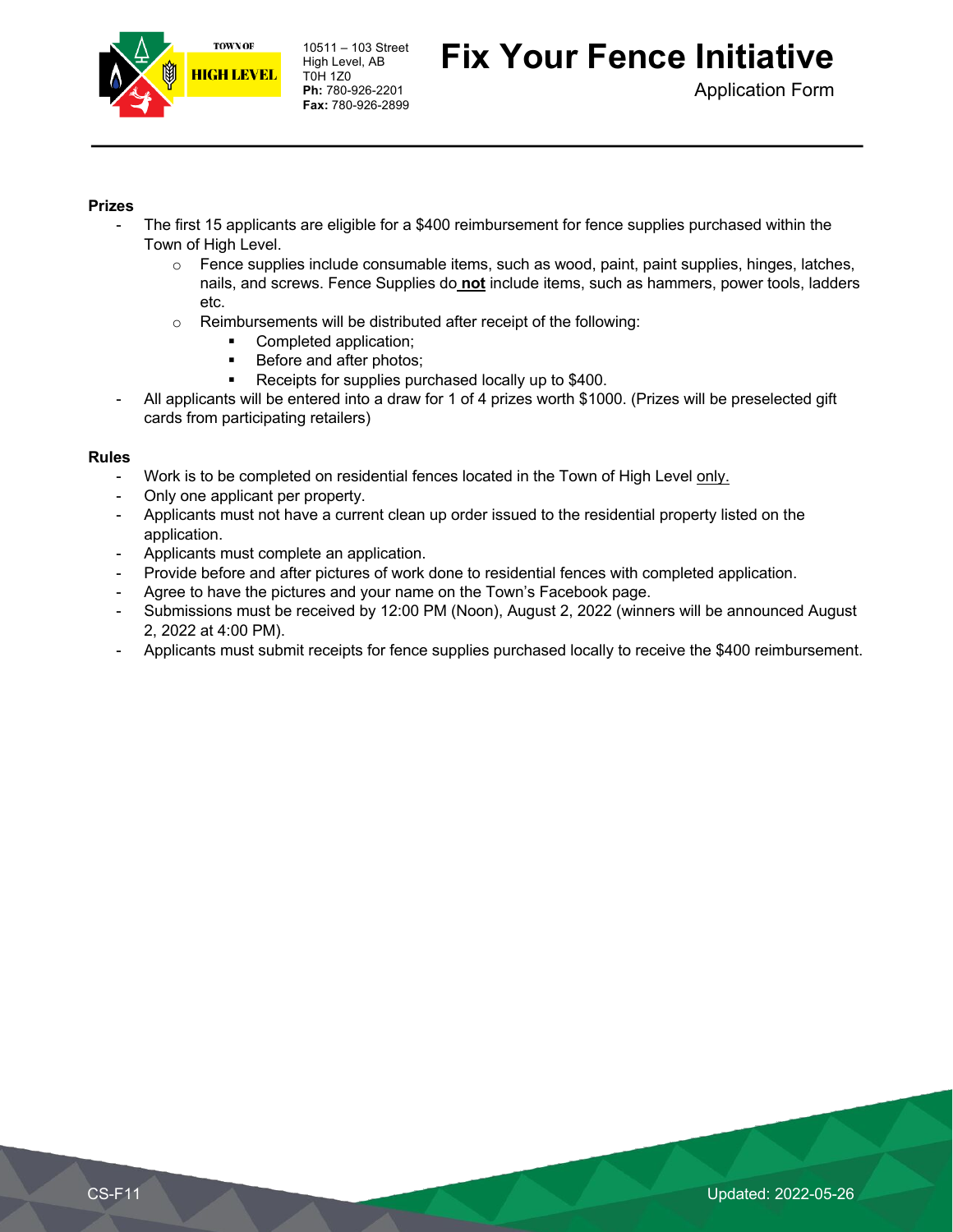TOWN OF HIGH LEVEL

10511 – 103 Street
High Level, AB
T0H 1Z0
**Ph:** 780-926-2201
**Fax:** 780-926-2899

# Fix Your Fence Initiative

Application Form

**Prizes**

- The first 15 applicants are eligible for a $400 reimbursement for fence supplies purchased within the Town of High Level.
  - Fence supplies include consumable items, such as wood, paint, paint supplies, hinges, latches, nails, and screws. Fence Supplies do **not** include items, such as hammers, power tools, ladders etc.
  - Reimbursements will be distributed after receipt of the following:
    - Completed application;
    - Before and after photos;
    - Receipts for supplies purchased locally up to $400.
- All applicants will be entered into a draw for 1 of 4 prizes worth $1000. (Prizes will be preselected gift cards from participating retailers)

**Rules**

- Work is to be completed on residential fences located in the Town of High Level only.
- Only one applicant per property.
- Applicants must not have a current clean up order issued to the residential property listed on the application.
- Applicants must complete an application.
- Provide before and after pictures of work done to residential fences with completed application.
- Agree to have the pictures and your name on the Town's Facebook page.
- Submissions must be received by 12:00 PM (Noon), August 2, 2022 (winners will be announced August 2, 2022 at 4:00 PM).
- Applicants must submit receipts for fence supplies purchased locally to receive the $400 reimbursement.

CS-F11

Updated: 2022-05-26